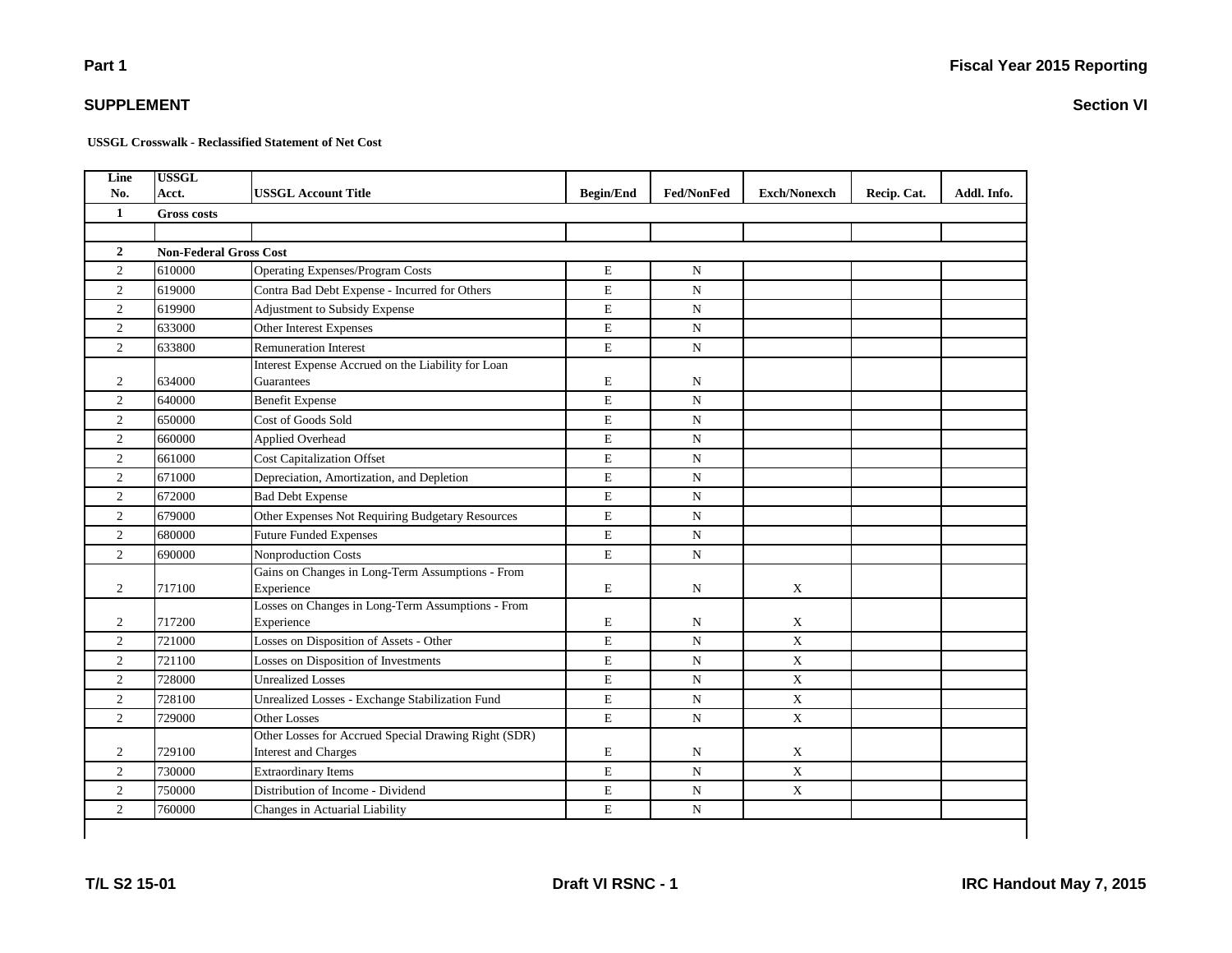Part 1 | Fiscal Year 2015 Reporting

**SUPPLEMENT** | **Section VI**

**USSGL Crosswalk - Reclassified Statement of Net Cost**

| Line No. | USSGL Acct. | USSGL Account Title | Begin/End | Fed/NonFed | Exch/Nonexch | Recip. Cat. | Addl. Info. |
|---|---|---|---|---|---|---|---|
| **1** | **Gross costs** | | | | | | |
| | | | | | | | |
| **2** | **Non-Federal Gross Cost** | | | | | | |
| 2 | 610000 | Operating Expenses/Program Costs | E | N | | | |
| 2 | 619000 | Contra Bad Debt Expense - Incurred for Others | E | N | | | |
| 2 | 619900 | Adjustment to Subsidy Expense | E | N | | | |
| 2 | 633000 | Other Interest Expenses | E | N | | | |
| 2 | 633800 | Remuneration Interest | E | N | | | |
| 2 | 634000 | Interest Expense Accrued on the Liability for Loan Guarantees | E | N | | | |
| 2 | 640000 | Benefit Expense | E | N | | | |
| 2 | 650000 | Cost of Goods Sold | E | N | | | |
| 2 | 660000 | Applied Overhead | E | N | | | |
| 2 | 661000 | Cost Capitalization Offset | E | N | | | |
| 2 | 671000 | Depreciation, Amortization, and Depletion | E | N | | | |
| 2 | 672000 | Bad Debt Expense | E | N | | | |
| 2 | 679000 | Other Expenses Not Requiring Budgetary Resources | E | N | | | |
| 2 | 680000 | Future Funded Expenses | E | N | | | |
| 2 | 690000 | Nonproduction Costs | E | N | | | |
| 2 | 717100 | Gains on Changes in Long-Term Assumptions - From Experience | E | N | X | | |
| 2 | 717200 | Losses on Changes in Long-Term Assumptions - From Experience | E | N | X | | |
| 2 | 721000 | Losses on Disposition of Assets - Other | E | N | X | | |
| 2 | 721100 | Losses on Disposition of Investments | E | N | X | | |
| 2 | 728000 | Unrealized Losses | E | N | X | | |
| 2 | 728100 | Unrealized Losses - Exchange Stabilization Fund | E | N | X | | |
| 2 | 729000 | Other Losses | E | N | X | | |
| 2 | 729100 | Other Losses for Accrued Special Drawing Right (SDR) Interest and Charges | E | N | X | | |
| 2 | 730000 | Extraordinary Items | E | N | X | | |
| 2 | 750000 | Distribution of Income - Dividend | E | N | X | | |
| 2 | 760000 | Changes in Actuarial Liability | E | N | | | |

T/L S2 15-01 | Draft VI RSNC - 1 | IRC Handout May 7, 2015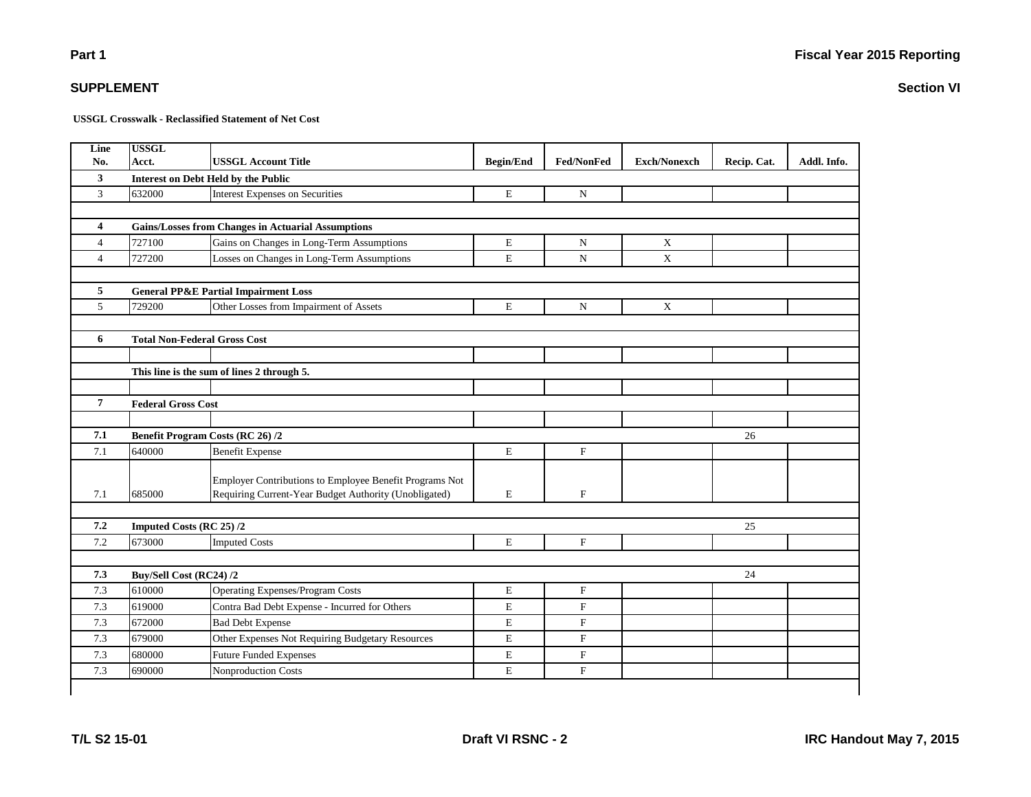Part 1

SUPPLEMENT

Fiscal Year 2015 Reporting

Section VI

**USSGL Crosswalk - Reclassified Statement of Net Cost**

| Line No. | USSGL Acct. | USSGL Account Title | Begin/End | Fed/NonFed | Exch/Nonexch | Recip. Cat. | Addl. Info. |
|---|---|---|---|---|---|---|---|
| **3** | **Interest on Debt Held by the Public** | | | | | | |
| 3 | 632000 | Interest Expenses on Securities | E | N | | | |
| | | | | | | | |
| **4** | **Gains/Losses from Changes in Actuarial Assumptions** | | | | | | |
| 4 | 727100 | Gains on Changes in Long-Term Assumptions | E | N | X | | |
| 4 | 727200 | Losses on Changes in Long-Term Assumptions | E | N | X | | |
| | | | | | | | |
| **5** | **General PP&E Partial Impairment Loss** | | | | | | |
| 5 | 729200 | Other Losses from Impairment of Assets | E | N | X | | |
| | | | | | | | |
| **6** | **Total Non-Federal Gross Cost** | | | | | | |
| | | | | | | | |
| | **This line is the sum of lines 2 through 5.** | | | | | | |
| | | | | | | | |
| **7** | **Federal Gross Cost** | | | | | | |
| | | | | | | | |
| **7.1** | **Benefit Program Costs (RC 26) /2** | | | | | 26 | |
| 7.1 | 640000 | Benefit Expense | E | F | | | |
| 7.1 | 685000 | Employer Contributions to Employee Benefit Programs Not Requiring Current-Year Budget Authority (Unobligated) | E | F | | | |
| | | | | | | | |
| **7.2** | **Imputed Costs (RC 25) /2** | | | | | 25 | |
| 7.2 | 673000 | Imputed Costs | E | F | | | |
| | | | | | | | |
| **7.3** | **Buy/Sell Cost (RC24) /2** | | | | | 24 | |
| 7.3 | 610000 | Operating Expenses/Program Costs | E | F | | | |
| 7.3 | 619000 | Contra Bad Debt Expense - Incurred for Others | E | F | | | |
| 7.3 | 672000 | Bad Debt Expense | E | F | | | |
| 7.3 | 679000 | Other Expenses Not Requiring Budgetary Resources | E | F | | | |
| 7.3 | 680000 | Future Funded Expenses | E | F | | | |
| 7.3 | 690000 | Nonproduction Costs | E | F | | | |

T/L S2 15-01

Draft VI RSNC - 2

IRC Handout May 7, 2015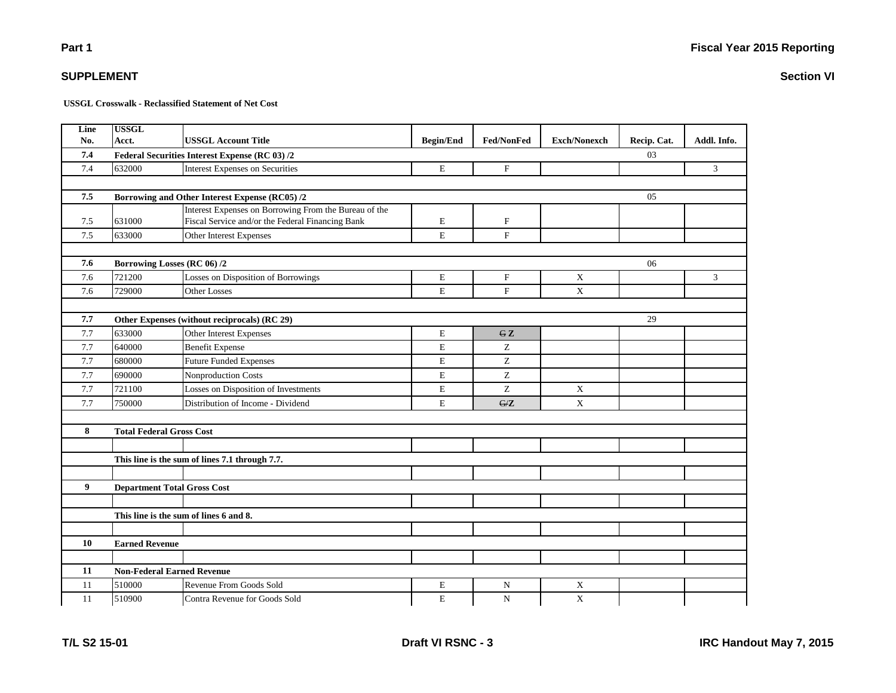Part 1

SUPPLEMENT

Fiscal Year 2015 Reporting

Section VI

**USSGL Crosswalk - Reclassified Statement of Net Cost**

| Line No. | USSGL Acct. | USSGL Account Title | Begin/End | Fed/NonFed | Exch/Nonexch | Recip. Cat. | Addl. Info. |
|---|---|---|---|---|---|---|---|
| **7.4** | **Federal Securities Interest Expense (RC 03) /2** | | | | | 03 | |
| 7.4 | 632000 | Interest Expenses on Securities | E | F | | | 3 |
| | | | | | | | |
| **7.5** | **Borrowing and Other Interest Expense (RC05) /2** | | | | | 05 | |
| 7.5 | 631000 | Interest Expenses on Borrowing From the Bureau of the Fiscal Service and/or the Federal Financing Bank | E | F | | | |
| 7.5 | 633000 | Other Interest Expenses | E | F | | | |
| | | | | | | | |
| **7.6** | **Borrowing Losses (RC 06) /2** | | | | | 06 | |
| 7.6 | 721200 | Losses on Disposition of Borrowings | E | F | X | | 3 |
| 7.6 | 729000 | Other Losses | E | F | X | | |
| | | | | | | | |
| **7.7** | **Other Expenses (without reciprocals) (RC 29)** | | | | | 29 | |
| 7.7 | 633000 | Other Interest Expenses | E | ~~G~~ **Z** | | | |
| 7.7 | 640000 | Benefit Expense | E | Z | | | |
| 7.7 | 680000 | Future Funded Expenses | E | Z | | | |
| 7.7 | 690000 | Nonproduction Costs | E | Z | | | |
| 7.7 | 721100 | Losses on Disposition of Investments | E | Z | X | | |
| 7.7 | 750000 | Distribution of Income - Dividend | E | ~~G/~~Z | X | | |
| | | | | | | | |
| **8** | **Total Federal Gross Cost** | | | | | | |
| | | | | | | | |
| | **This line is the sum of lines 7.1 through 7.7.** | | | | | | |
| | | | | | | | |
| **9** | **Department Total Gross Cost** | | | | | | |
| | | | | | | | |
| | **This line is the sum of lines 6 and 8.** | | | | | | |
| | | | | | | | |
| **10** | **Earned Revenue** | | | | | | |
| | | | | | | | |
| **11** | **Non-Federal Earned Revenue** | | | | | | |
| 11 | 510000 | Revenue From Goods Sold | E | N | X | | |
| 11 | 510900 | Contra Revenue for Goods Sold | E | N | X | | |

T/L S2 15-01 | Draft VI RSNC - 3 | IRC Handout May 7, 2015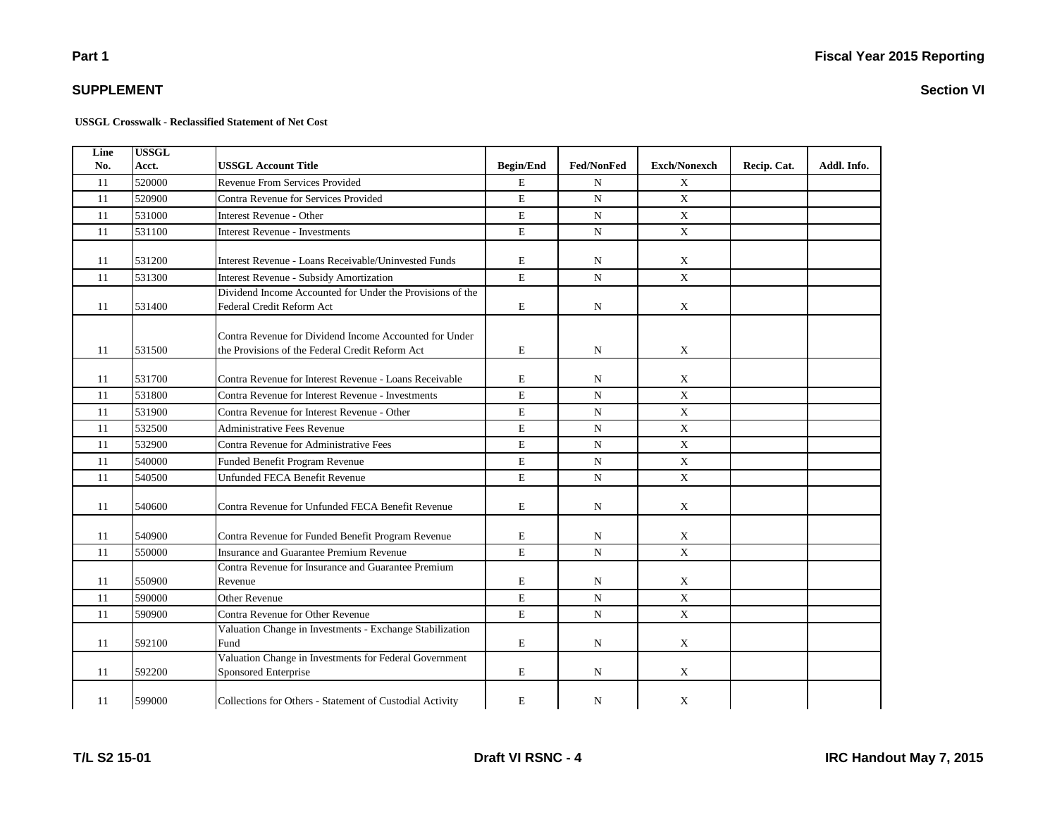## SUPPLEMENT

**USSGL Crosswalk - Reclassified Statement of Net Cost**

| Line No. | USSGL Acct. | USSGL Account Title | Begin/End | Fed/NonFed | Exch/Nonexch | Recip. Cat. | Addl. Info. |
|---|---|---|---|---|---|---|---|
| 11 | 520000 | Revenue From Services Provided | E | N | X | | |
| 11 | 520900 | Contra Revenue for Services Provided | E | N | X | | |
| 11 | 531000 | Interest Revenue - Other | E | N | X | | |
| 11 | 531100 | Interest Revenue - Investments | E | N | X | | |
| 11 | 531200 | Interest Revenue - Loans Receivable/Uninvested Funds | E | N | X | | |
| 11 | 531300 | Interest Revenue - Subsidy Amortization | E | N | X | | |
| 11 | 531400 | Dividend Income Accounted for Under the Provisions of the Federal Credit Reform Act | E | N | X | | |
| 11 | 531500 | Contra Revenue for Dividend Income Accounted for Under the Provisions of the Federal Credit Reform Act | E | N | X | | |
| 11 | 531700 | Contra Revenue for Interest Revenue - Loans Receivable | E | N | X | | |
| 11 | 531800 | Contra Revenue for Interest Revenue - Investments | E | N | X | | |
| 11 | 531900 | Contra Revenue for Interest Revenue - Other | E | N | X | | |
| 11 | 532500 | Administrative Fees Revenue | E | N | X | | |
| 11 | 532900 | Contra Revenue for Administrative Fees | E | N | X | | |
| 11 | 540000 | Funded Benefit Program Revenue | E | N | X | | |
| 11 | 540500 | Unfunded FECA Benefit Revenue | E | N | X | | |
| 11 | 540600 | Contra Revenue for Unfunded FECA Benefit Revenue | E | N | X | | |
| 11 | 540900 | Contra Revenue for Funded Benefit Program Revenue | E | N | X | | |
| 11 | 550000 | Insurance and Guarantee Premium Revenue | E | N | X | | |
| 11 | 550900 | Contra Revenue for Insurance and Guarantee Premium Revenue | E | N | X | | |
| 11 | 590000 | Other Revenue | E | N | X | | |
| 11 | 590900 | Contra Revenue for Other Revenue | E | N | X | | |
| 11 | 592100 | Valuation Change in Investments - Exchange Stabilization Fund | E | N | X | | |
| 11 | 592200 | Valuation Change in Investments for Federal Government Sponsored Enterprise | E | N | X | | |
| 11 | 599000 | Collections for Others - Statement of Custodial Activity | E | N | X | | |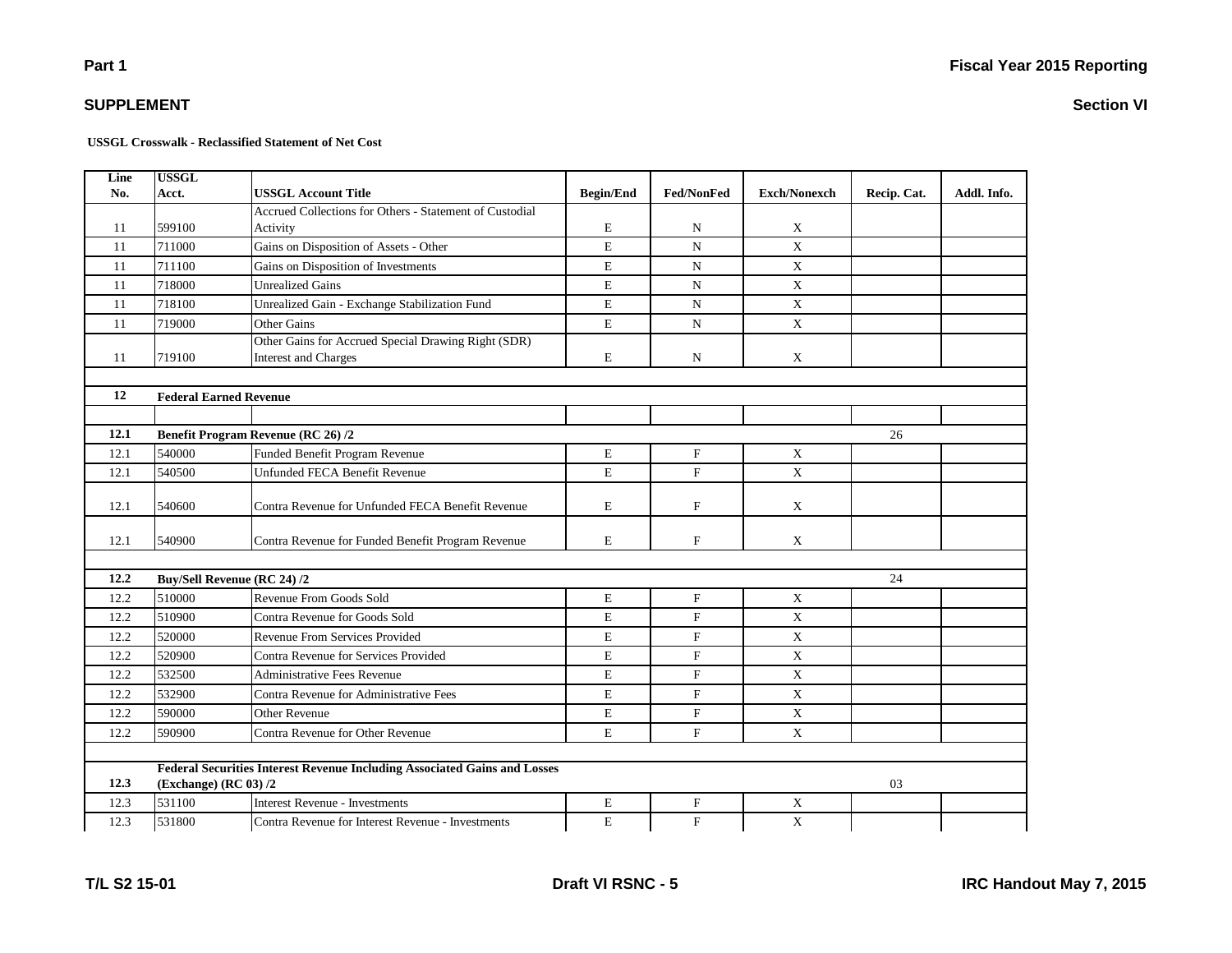## SUPPLEMENT

**USSGL Crosswalk - Reclassified Statement of Net Cost**

| Line No. | USSGL Acct. | USSGL Account Title | Begin/End | Fed/NonFed | Exch/Nonexch | Recip. Cat. | Addl. Info. |
|---|---|---|---|---|---|---|---|
| 11 | 599100 | Accrued Collections for Others - Statement of Custodial Activity | E | N | X | | |
| 11 | 711000 | Gains on Disposition of Assets - Other | E | N | X | | |
| 11 | 711100 | Gains on Disposition of Investments | E | N | X | | |
| 11 | 718000 | Unrealized Gains | E | N | X | | |
| 11 | 718100 | Unrealized Gain - Exchange Stabilization Fund | E | N | X | | |
| 11 | 719000 | Other Gains | E | N | X | | |
| 11 | 719100 | Other Gains for Accrued Special Drawing Right (SDR) Interest and Charges | E | N | X | | |
| | | | | | | | |
| **12** | **Federal Earned Revenue** | | | | | | |
| | | | | | | | |
| **12.1** | **Benefit Program Revenue (RC 26) /2** | | | | | 26 | |
| 12.1 | 540000 | Funded Benefit Program Revenue | E | F | X | | |
| 12.1 | 540500 | Unfunded FECA Benefit Revenue | E | F | X | | |
| 12.1 | 540600 | Contra Revenue for Unfunded FECA Benefit Revenue | E | F | X | | |
| 12.1 | 540900 | Contra Revenue for Funded Benefit Program Revenue | E | F | X | | |
| | | | | | | | |
| **12.2** | **Buy/Sell Revenue (RC 24) /2** | | | | | 24 | |
| 12.2 | 510000 | Revenue From Goods Sold | E | F | X | | |
| 12.2 | 510900 | Contra Revenue for Goods Sold | E | F | X | | |
| 12.2 | 520000 | Revenue From Services Provided | E | F | X | | |
| 12.2 | 520900 | Contra Revenue for Services Provided | E | F | X | | |
| 12.2 | 532500 | Administrative Fees Revenue | E | F | X | | |
| 12.2 | 532900 | Contra Revenue for Administrative Fees | E | F | X | | |
| 12.2 | 590000 | Other Revenue | E | F | X | | |
| 12.2 | 590900 | Contra Revenue for Other Revenue | E | F | X | | |
| | | | | | | | |
| **12.3** | **Federal Securities Interest Revenue Including Associated Gains and Losses (Exchange) (RC 03) /2** | | | | | 03 | |
| 12.3 | 531100 | Interest Revenue - Investments | E | F | X | | |
| 12.3 | 531800 | Contra Revenue for Interest Revenue - Investments | E | F | X | | |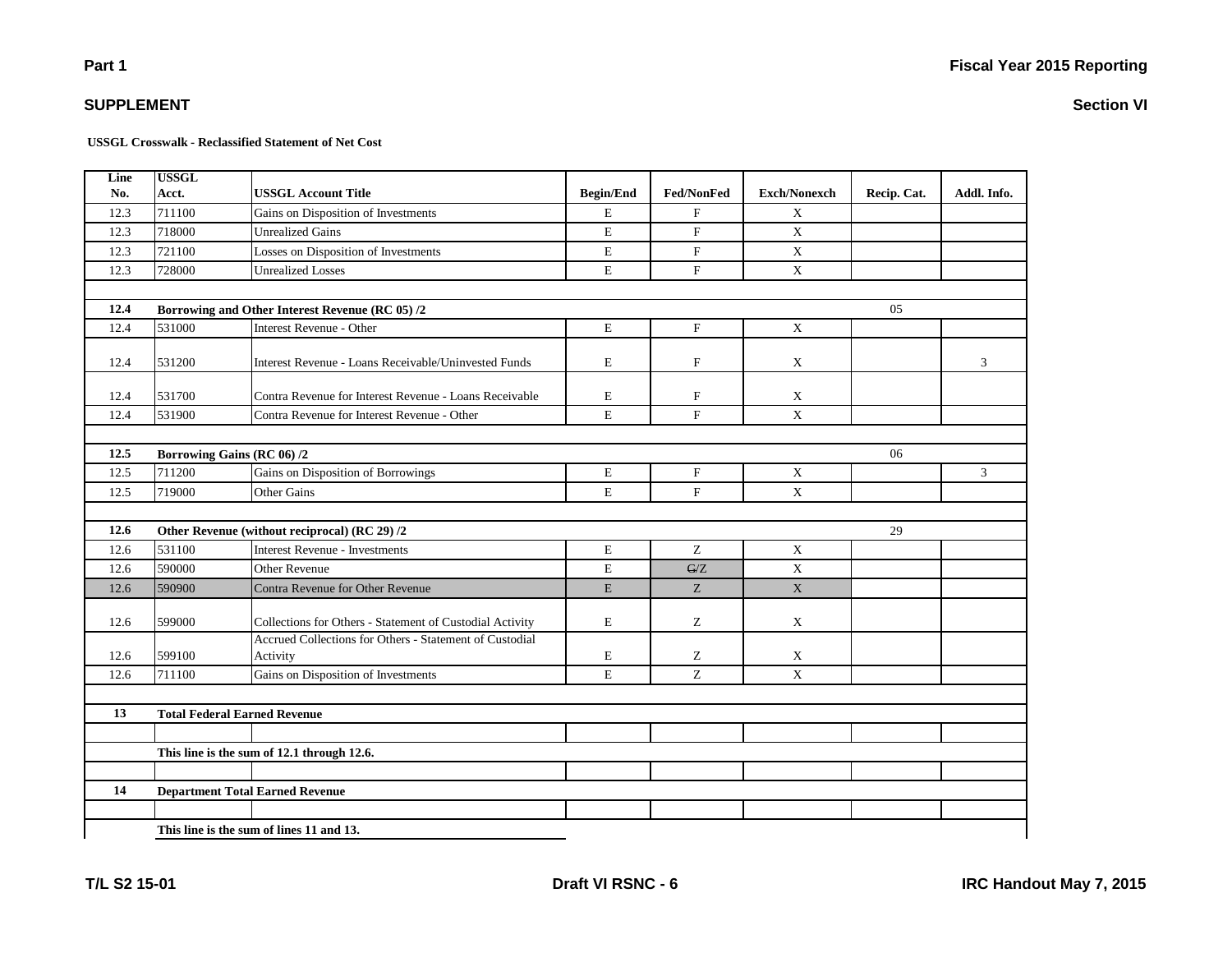**Part 1** **Fiscal Year 2015 Reporting**

**SUPPLEMENT** **Section VI**

**USSGL Crosswalk - Reclassified Statement of Net Cost**

| Line No. | USSGL Acct. | USSGL Account Title | Begin/End | Fed/NonFed | Exch/Nonexch | Recip. Cat. | Addl. Info. |
|---|---|---|---|---|---|---|---|
| 12.3 | 711100 | Gains on Disposition of Investments | E | F | X | | |
| 12.3 | 718000 | Unrealized Gains | E | F | X | | |
| 12.3 | 721100 | Losses on Disposition of Investments | E | F | X | | |
| 12.3 | 728000 | Unrealized Losses | E | F | X | | |
| | | | | | | | |
| **12.4** | **Borrowing and Other Interest Revenue (RC 05) /2** | | | | | 05 | |
| 12.4 | 531000 | Interest Revenue - Other | E | F | X | | |
| 12.4 | 531200 | Interest Revenue - Loans Receivable/Uninvested Funds | E | F | X | | 3 |
| 12.4 | 531700 | Contra Revenue for Interest Revenue - Loans Receivable | E | F | X | | |
| 12.4 | 531900 | Contra Revenue for Interest Revenue - Other | E | F | X | | |
| | | | | | | | |
| **12.5** | **Borrowing Gains (RC 06) /2** | | | | | 06 | |
| 12.5 | 711200 | Gains on Disposition of Borrowings | E | F | X | | 3 |
| 12.5 | 719000 | Other Gains | E | F | X | | |
| | | | | | | | |
| **12.6** | **Other Revenue (without reciprocal) (RC 29) /2** | | | | | 29 | |
| 12.6 | 531100 | Interest Revenue - Investments | E | Z | X | | |
| 12.6 | 590000 | Other Revenue | E | ~~G~~/Z | X | | |
| 12.6 | 590900 | Contra Revenue for Other Revenue | E | Z | X | | |
| 12.6 | 599000 | Collections for Others - Statement of Custodial Activity | E | Z | X | | |
| 12.6 | 599100 | Accrued Collections for Others - Statement of Custodial Activity | E | Z | X | | |
| 12.6 | 711100 | Gains on Disposition of Investments | E | Z | X | | |
| | | | | | | | |
| **13** | **Total Federal Earned Revenue** | | | | | | |
| | | | | | | | |
| | **This line is the sum of 12.1 through 12.6.** | | | | | | |
| | | | | | | | |
| **14** | **Department Total Earned Revenue** | | | | | | |
| | | | | | | | |
| | **This line is the sum of lines 11 and 13.** | | | | | | |

**T/L S2 15-01** **Draft VI RSNC - 6** **IRC Handout May 7, 2015**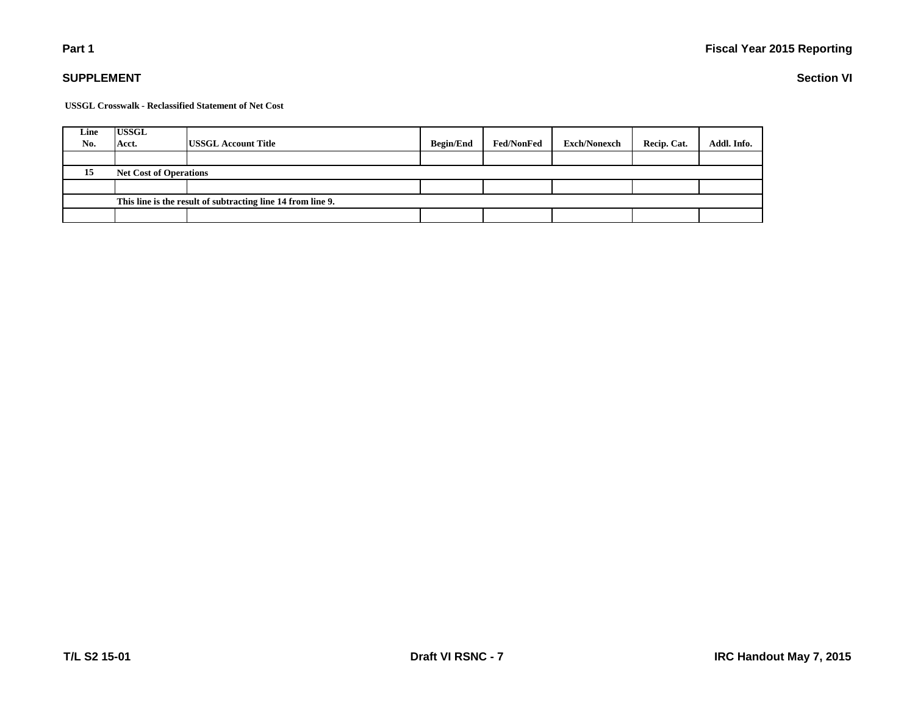**USSGL Crosswalk - Reclassified Statement of Net Cost**

| Line No. | USSGL Acct. | USSGL Account Title | Begin/End | Fed/NonFed | Exch/Nonexch | Recip. Cat. | Addl. Info. |
|---|---|---|---|---|---|---|---|
| | | | | | | | |
| 15 | Net Cost of Operations | | | | | | |
| | | | | | | | |
| | This line is the result of subtracting line 14 from line 9. | | | | | | |
| | | | | | | | |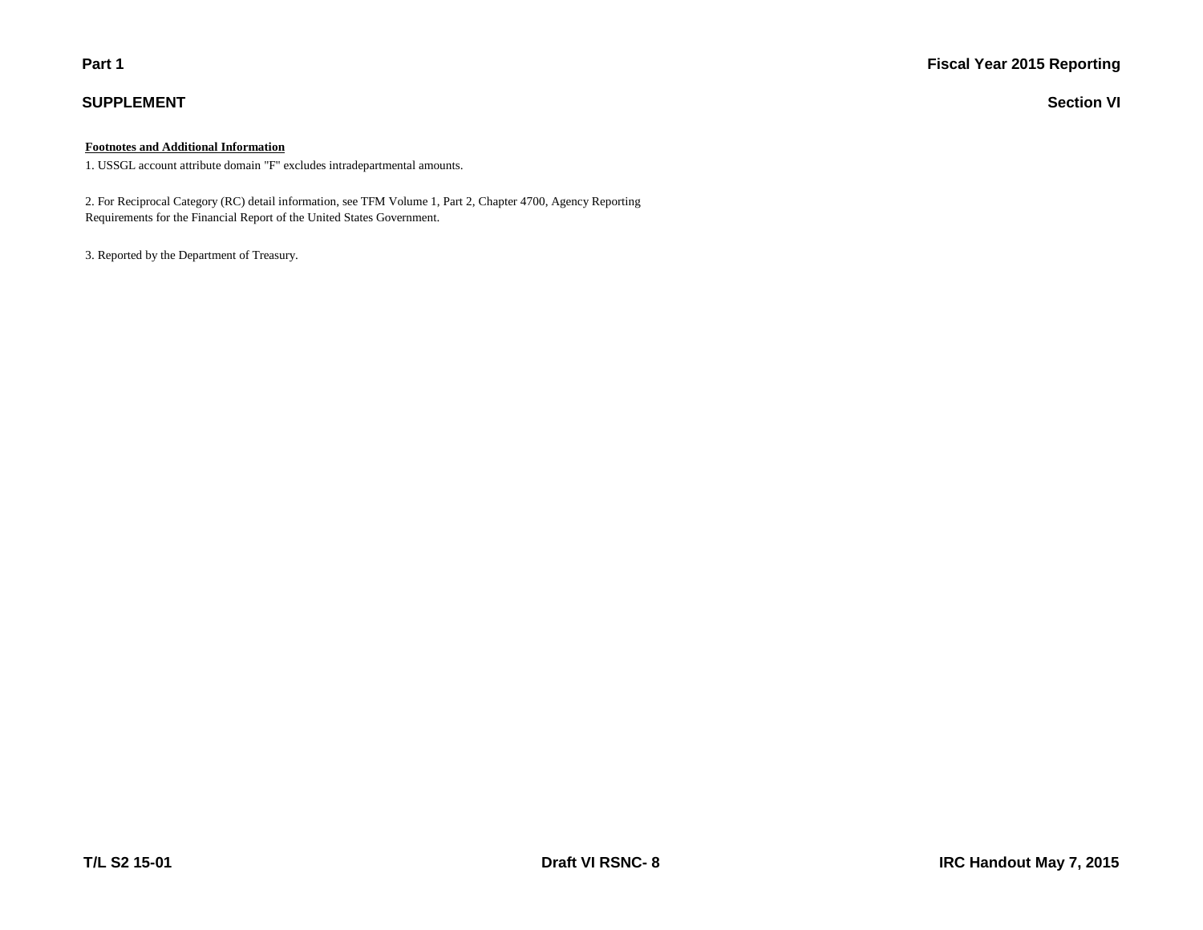**Footnotes and Additional Information**

1. USSGL account attribute domain "F" excludes intradepartmental amounts.

2. For Reciprocal Category (RC) detail information, see TFM Volume 1, Part 2, Chapter 4700, Agency Reporting Requirements for the Financial Report of the United States Government.

3. Reported by the Department of Treasury.